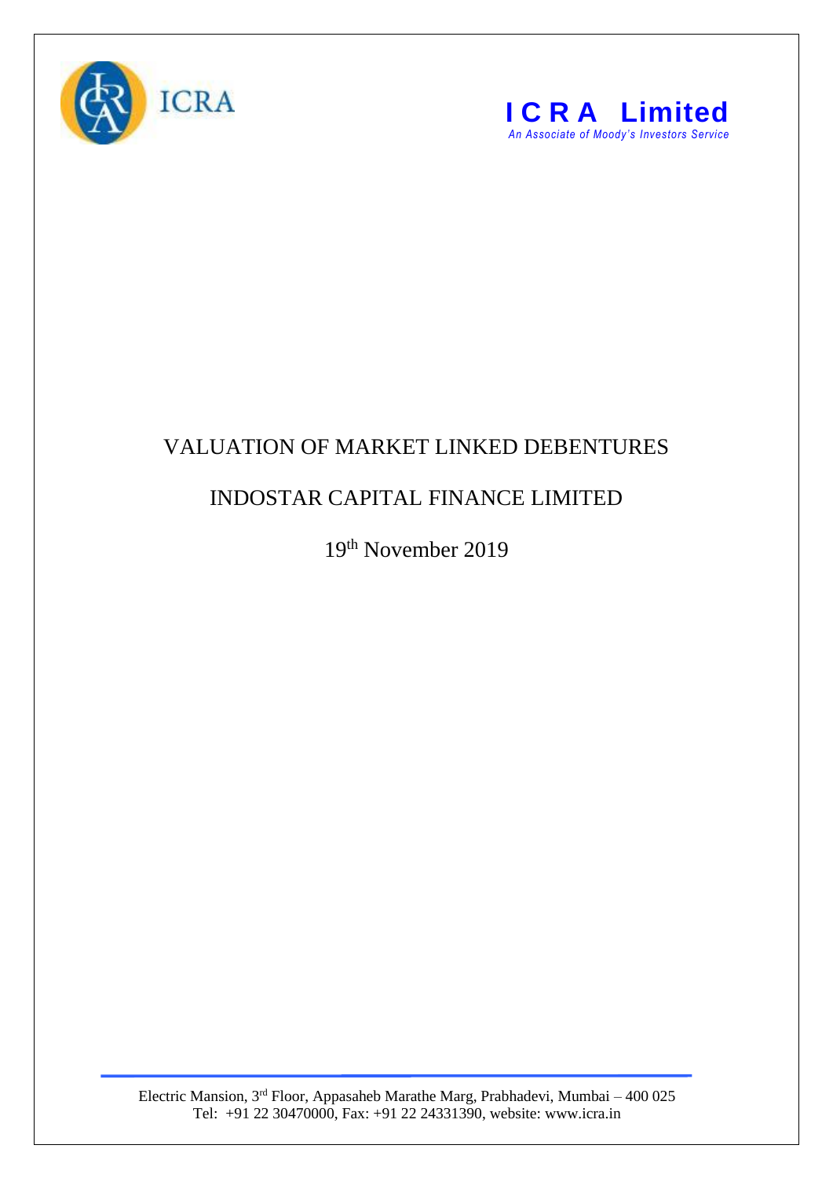ICRA

**ICRA Limited**
*An Associate of Moody's Investors Service*

# VALUATION OF MARKET LINKED DEBENTURES

# INDOSTAR CAPITAL FINANCE LIMITED

19th November 2019

Electric Mansion, 3rd Floor, Appasaheb Marathe Marg, Prabhadevi, Mumbai – 400 025
Tel: +91 22 30470000, Fax: +91 22 24331390, website: www.icra.in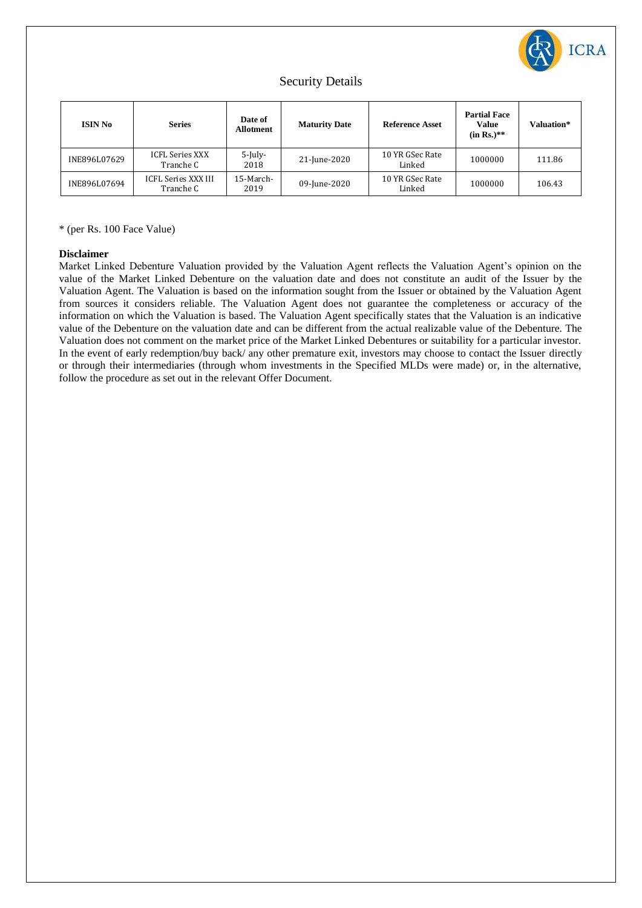## Security Details

| ISIN No | Series | Date of Allotment | Maturity Date | Reference Asset | Partial Face Value (in Rs.)** | Valuation* |
|---|---|---|---|---|---|---|
| INE896L07629 | ICFL Series XXX Tranche C | 5-July-2018 | 21-June-2020 | 10 YR GSec Rate Linked | 1000000 | 111.86 |
| INE896L07694 | ICFL Series XXX III Tranche C | 15-March-2019 | 09-June-2020 | 10 YR GSec Rate Linked | 1000000 | 106.43 |

* (per Rs. 100 Face Value)

**Disclaimer**

Market Linked Debenture Valuation provided by the Valuation Agent reflects the Valuation Agent's opinion on the value of the Market Linked Debenture on the valuation date and does not constitute an audit of the Issuer by the Valuation Agent. The Valuation is based on the information sought from the Issuer or obtained by the Valuation Agent from sources it considers reliable. The Valuation Agent does not guarantee the completeness or accuracy of the information on which the Valuation is based. The Valuation Agent specifically states that the Valuation is an indicative value of the Debenture on the valuation date and can be different from the actual realizable value of the Debenture. The Valuation does not comment on the market price of the Market Linked Debentures or suitability for a particular investor. In the event of early redemption/buy back/ any other premature exit, investors may choose to contact the Issuer directly or through their intermediaries (through whom investments in the Specified MLDs were made) or, in the alternative, follow the procedure as set out in the relevant Offer Document.